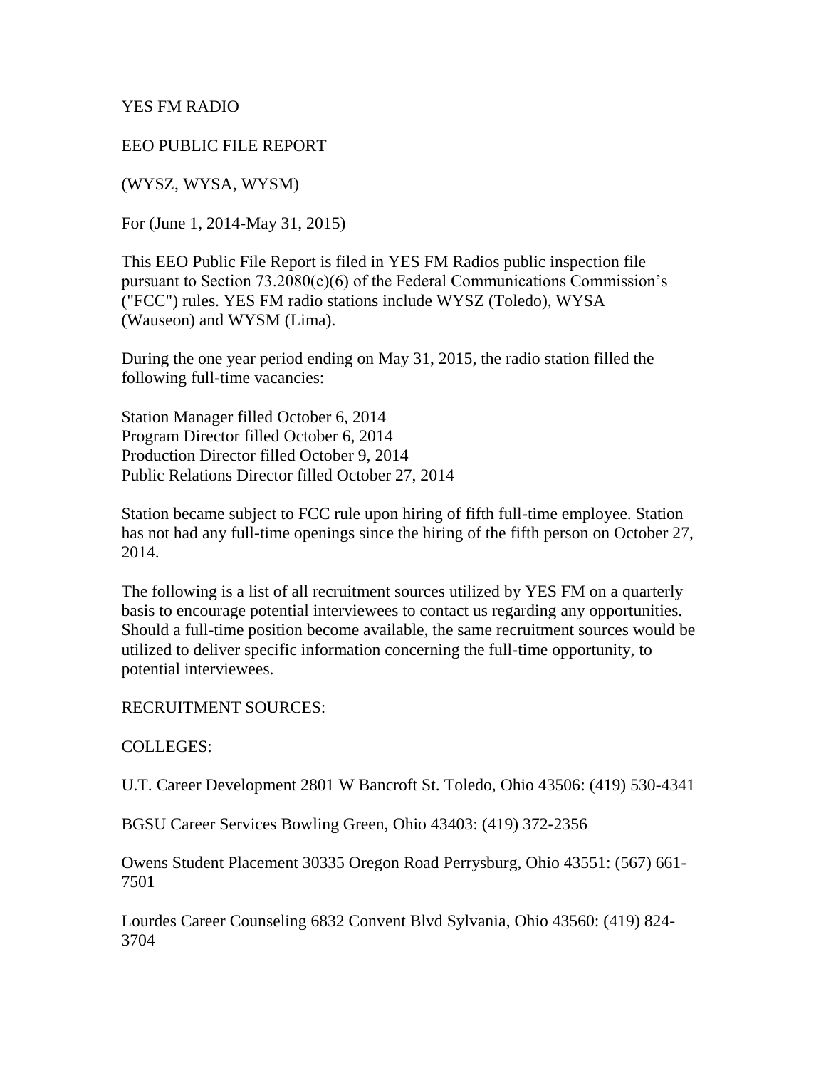YES FM RADIO

EEO PUBLIC FILE REPORT

(WYSZ, WYSA, WYSM)

For (June 1, 2014-May 31, 2015)

This EEO Public File Report is filed in YES FM Radios public inspection file pursuant to Section 73.2080(c)(6) of the Federal Communications Commission's ("FCC") rules. YES FM radio stations include WYSZ (Toledo), WYSA (Wauseon) and WYSM (Lima).

During the one year period ending on May 31, 2015, the radio station filled the following full-time vacancies:

Station Manager filled October 6, 2014
Program Director filled October 6, 2014
Production Director filled October 9, 2014
Public Relations Director filled October 27, 2014

Station became subject to FCC rule upon hiring of fifth full-time employee. Station has not had any full-time openings since the hiring of the fifth person on October 27, 2014.

The following is a list of all recruitment sources utilized by YES FM on a quarterly basis to encourage potential interviewees to contact us regarding any opportunities. Should a full-time position become available, the same recruitment sources would be utilized to deliver specific information concerning the full-time opportunity, to potential interviewees.

RECRUITMENT SOURCES:

COLLEGES:

U.T. Career Development 2801 W Bancroft St. Toledo, Ohio 43506: (419) 530-4341

BGSU Career Services Bowling Green, Ohio 43403: (419) 372-2356

Owens Student Placement 30335 Oregon Road Perrysburg, Ohio 43551: (567) 661-7501

Lourdes Career Counseling 6832 Convent Blvd Sylvania, Ohio 43560: (419) 824-3704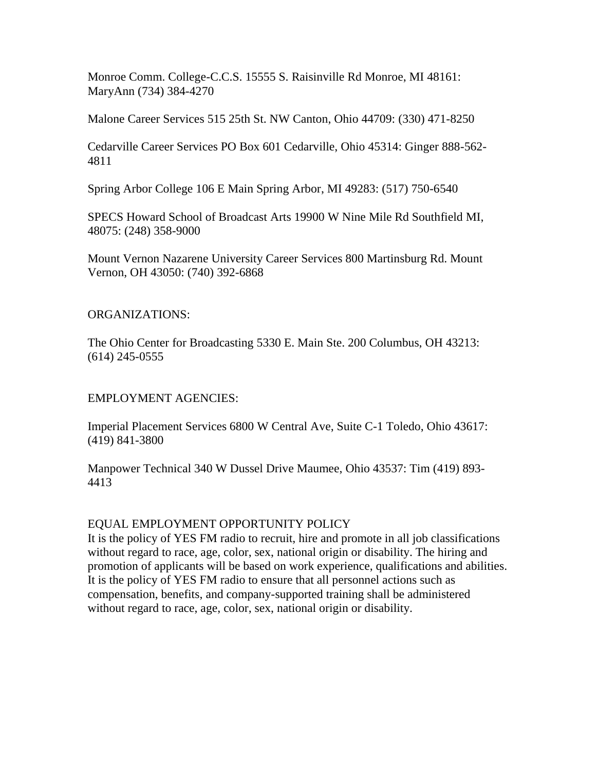Monroe Comm. College-C.C.S. 15555 S. Raisinville Rd Monroe, MI 48161: MaryAnn (734) 384-4270

Malone Career Services 515 25th St. NW Canton, Ohio 44709: (330) 471-8250

Cedarville Career Services PO Box 601 Cedarville, Ohio 45314: Ginger 888-562-4811

Spring Arbor College 106 E Main Spring Arbor, MI 49283: (517) 750-6540

SPECS Howard School of Broadcast Arts 19900 W Nine Mile Rd Southfield MI, 48075: (248) 358-9000

Mount Vernon Nazarene University Career Services 800 Martinsburg Rd. Mount Vernon, OH 43050: (740) 392-6868

ORGANIZATIONS:

The Ohio Center for Broadcasting 5330 E. Main Ste. 200 Columbus, OH 43213: (614) 245-0555

EMPLOYMENT AGENCIES:

Imperial Placement Services 6800 W Central Ave, Suite C-1 Toledo, Ohio 43617: (419) 841-3800

Manpower Technical 340 W Dussel Drive Maumee, Ohio 43537: Tim (419) 893-4413

EQUAL EMPLOYMENT OPPORTUNITY POLICY

It is the policy of YES FM radio to recruit, hire and promote in all job classifications without regard to race, age, color, sex, national origin or disability. The hiring and promotion of applicants will be based on work experience, qualifications and abilities. It is the policy of YES FM radio to ensure that all personnel actions such as compensation, benefits, and company-supported training shall be administered without regard to race, age, color, sex, national origin or disability.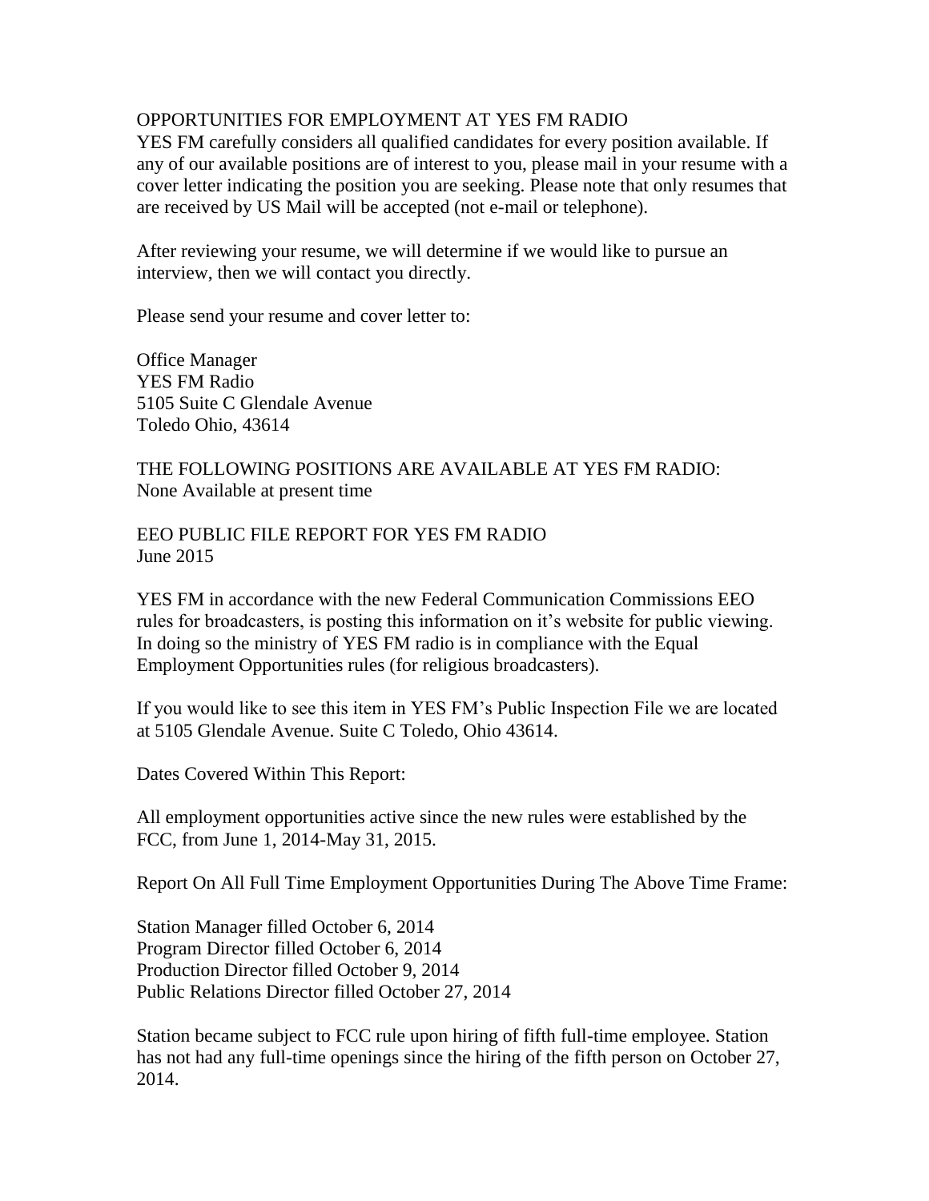OPPORTUNITIES FOR EMPLOYMENT AT YES FM RADIO

YES FM carefully considers all qualified candidates for every position available. If any of our available positions are of interest to you, please mail in your resume with a cover letter indicating the position you are seeking. Please note that only resumes that are received by US Mail will be accepted (not e-mail or telephone).

After reviewing your resume, we will determine if we would like to pursue an interview, then we will contact you directly.

Please send your resume and cover letter to:

Office Manager  
YES FM Radio  
5105 Suite C Glendale Avenue  
Toledo Ohio, 43614

THE FOLLOWING POSITIONS ARE AVAILABLE AT YES FM RADIO:  
None Available at present time

EEO PUBLIC FILE REPORT FOR YES FM RADIO  
June 2015

YES FM in accordance with the new Federal Communication Commissions EEO rules for broadcasters, is posting this information on it's website for public viewing. In doing so the ministry of YES FM radio is in compliance with the Equal Employment Opportunities rules (for religious broadcasters).

If you would like to see this item in YES FM's Public Inspection File we are located at 5105 Glendale Avenue. Suite C Toledo, Ohio 43614.

Dates Covered Within This Report:

All employment opportunities active since the new rules were established by the FCC, from June 1, 2014-May 31, 2015.

Report On All Full Time Employment Opportunities During The Above Time Frame:

Station Manager filled October 6, 2014  
Program Director filled October 6, 2014  
Production Director filled October 9, 2014  
Public Relations Director filled October 27, 2014

Station became subject to FCC rule upon hiring of fifth full-time employee. Station has not had any full-time openings since the hiring of the fifth person on October 27, 2014.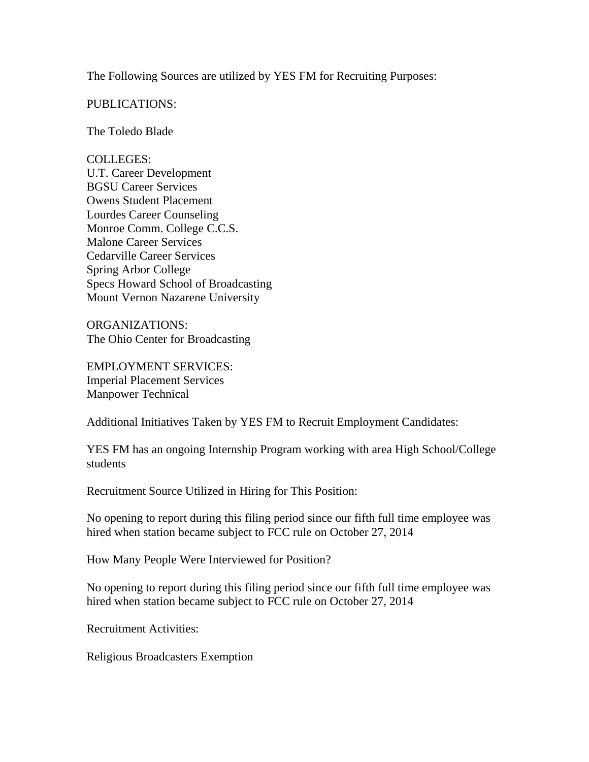The Following Sources are utilized by YES FM for Recruiting Purposes:

PUBLICATIONS:

The Toledo Blade

COLLEGES:
U.T. Career Development
BGSU Career Services
Owens Student Placement
Lourdes Career Counseling
Monroe Comm. College C.C.S.
Malone Career Services
Cedarville Career Services
Spring Arbor College
Specs Howard School of Broadcasting
Mount Vernon Nazarene University

ORGANIZATIONS:
The Ohio Center for Broadcasting

EMPLOYMENT SERVICES:
Imperial Placement Services
Manpower Technical

Additional Initiatives Taken by YES FM to Recruit Employment Candidates:

YES FM has an ongoing Internship Program working with area High School/College students

Recruitment Source Utilized in Hiring for This Position:

No opening to report during this filing period since our fifth full time employee was hired when station became subject to FCC rule on October 27, 2014

How Many People Were Interviewed for Position?

No opening to report during this filing period since our fifth full time employee was hired when station became subject to FCC rule on October 27, 2014

Recruitment Activities:

Religious Broadcasters Exemption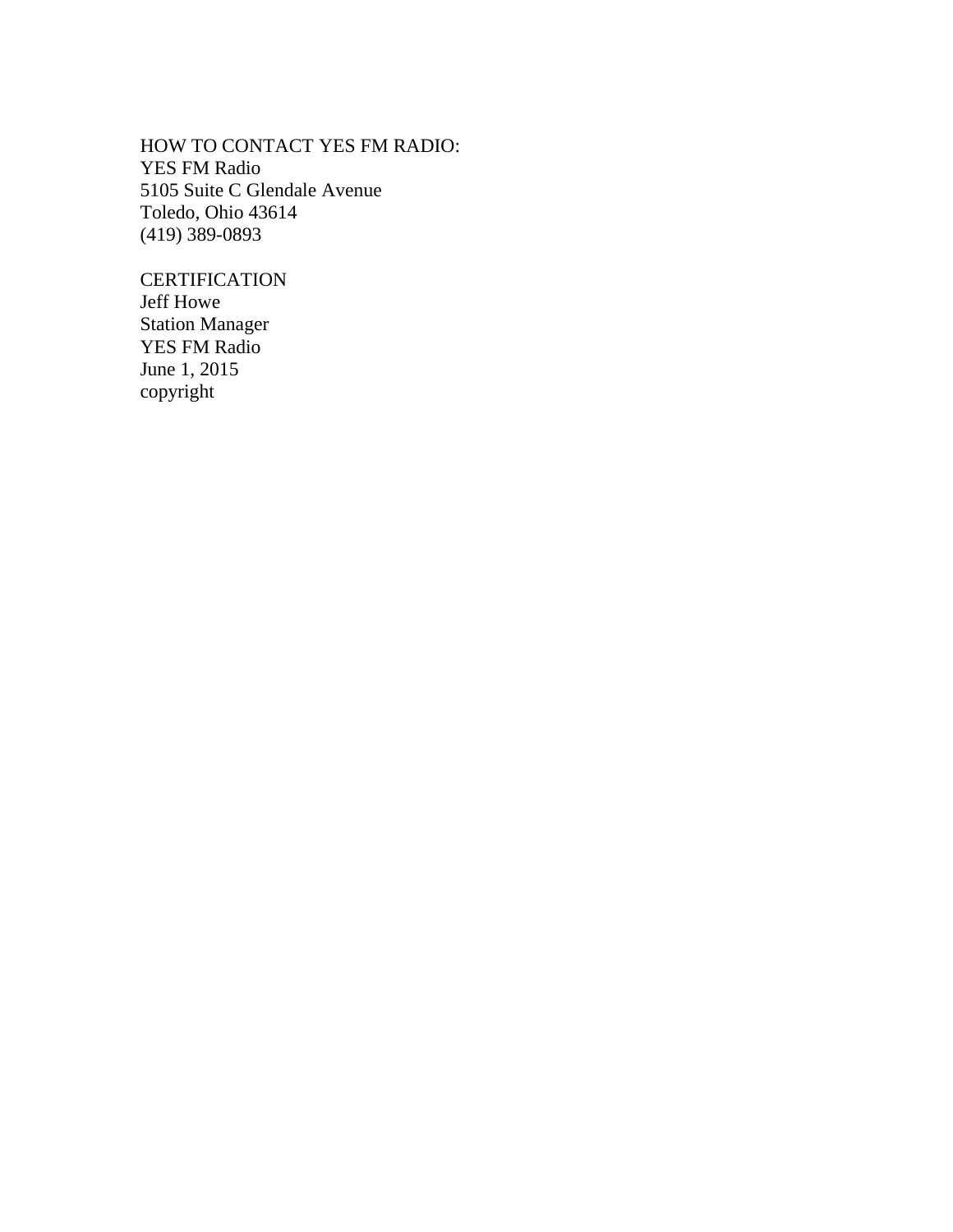HOW TO CONTACT YES FM RADIO:
YES FM Radio
5105 Suite C Glendale Avenue
Toledo, Ohio 43614
(419) 389-0893

CERTIFICATION
Jeff Howe
Station Manager
YES FM Radio
June 1, 2015
copyright